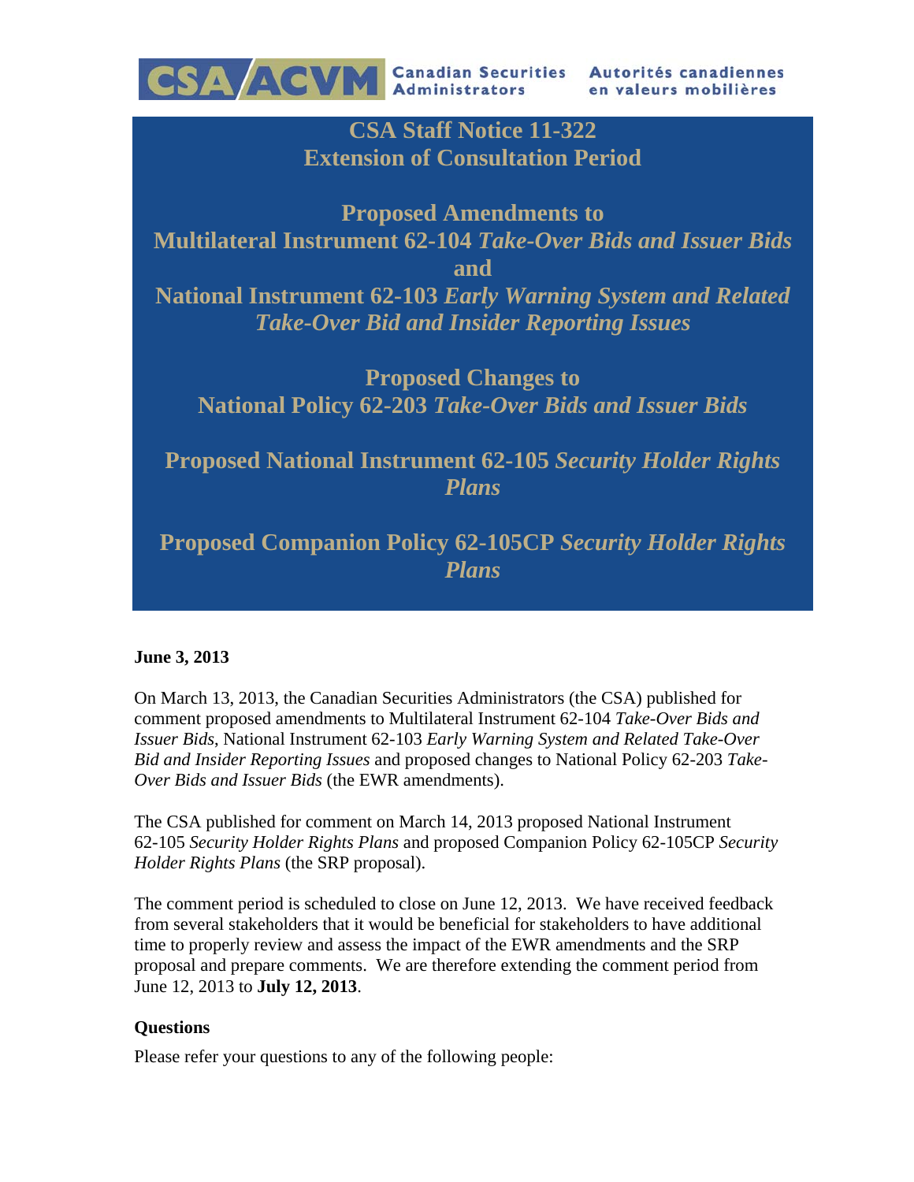CSA/ACVM Canadian Securities Administrators | Autorités canadiennes en valeurs mobilières

# CSA Staff Notice 11-322
# Extension of Consultation Period

## Proposed Amendments to Multilateral Instrument 62-104 *Take-Over Bids and Issuer Bids* and National Instrument 62-103 *Early Warning System and Related Take-Over Bid and Insider Reporting Issues*

## Proposed Changes to National Policy 62-203 *Take-Over Bids and Issuer Bids*

## Proposed National Instrument 62-105 *Security Holder Rights Plans*

## Proposed Companion Policy 62-105CP *Security Holder Rights Plans*

**June 3, 2013**

On March 13, 2013, the Canadian Securities Administrators (the CSA) published for comment proposed amendments to Multilateral Instrument 62-104 *Take-Over Bids and Issuer Bids*, National Instrument 62-103 *Early Warning System and Related Take-Over Bid and Insider Reporting Issues* and proposed changes to National Policy 62-203 *Take-Over Bids and Issuer Bids* (the EWR amendments).

The CSA published for comment on March 14, 2013 proposed National Instrument 62-105 *Security Holder Rights Plans* and proposed Companion Policy 62-105CP *Security Holder Rights Plans* (the SRP proposal).

The comment period is scheduled to close on June 12, 2013. We have received feedback from several stakeholders that it would be beneficial for stakeholders to have additional time to properly review and assess the impact of the EWR amendments and the SRP proposal and prepare comments. We are therefore extending the comment period from June 12, 2013 to **July 12, 2013**.

**Questions**

Please refer your questions to any of the following people: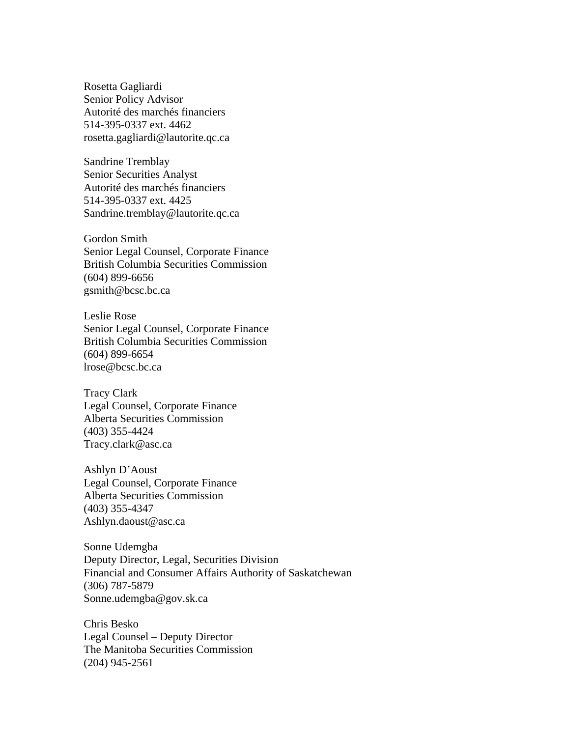Rosetta Gagliardi  
Senior Policy Advisor  
Autorité des marchés financiers  
514-395-0337 ext. 4462  
rosetta.gagliardi@lautorite.qc.ca

Sandrine Tremblay  
Senior Securities Analyst  
Autorité des marchés financiers  
514-395-0337 ext. 4425  
Sandrine.tremblay@lautorite.qc.ca

Gordon Smith  
Senior Legal Counsel, Corporate Finance  
British Columbia Securities Commission  
(604) 899-6656  
gsmith@bcsc.bc.ca

Leslie Rose  
Senior Legal Counsel, Corporate Finance  
British Columbia Securities Commission  
(604) 899-6654  
lrose@bcsc.bc.ca

Tracy Clark  
Legal Counsel, Corporate Finance  
Alberta Securities Commission  
(403) 355-4424  
Tracy.clark@asc.ca

Ashlyn D'Aoust  
Legal Counsel, Corporate Finance  
Alberta Securities Commission  
(403) 355-4347  
Ashlyn.daoust@asc.ca

Sonne Udemgba  
Deputy Director, Legal, Securities Division  
Financial and Consumer Affairs Authority of Saskatchewan  
(306) 787-5879  
Sonne.udemgba@gov.sk.ca

Chris Besko  
Legal Counsel – Deputy Director  
The Manitoba Securities Commission  
(204) 945-2561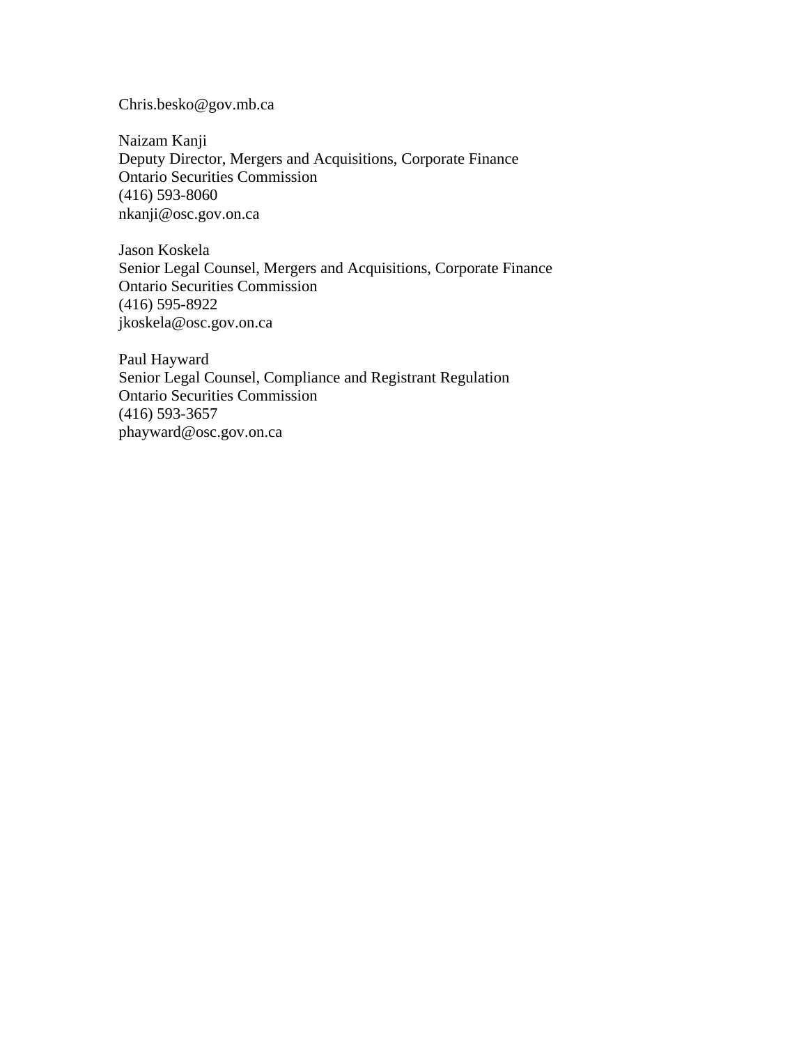Chris.besko@gov.mb.ca

Naizam Kanji
Deputy Director, Mergers and Acquisitions, Corporate Finance
Ontario Securities Commission
(416) 593-8060
nkanji@osc.gov.on.ca

Jason Koskela
Senior Legal Counsel, Mergers and Acquisitions, Corporate Finance
Ontario Securities Commission
(416) 595-8922
jkoskela@osc.gov.on.ca

Paul Hayward
Senior Legal Counsel, Compliance and Registrant Regulation
Ontario Securities Commission
(416) 593-3657
phayward@osc.gov.on.ca